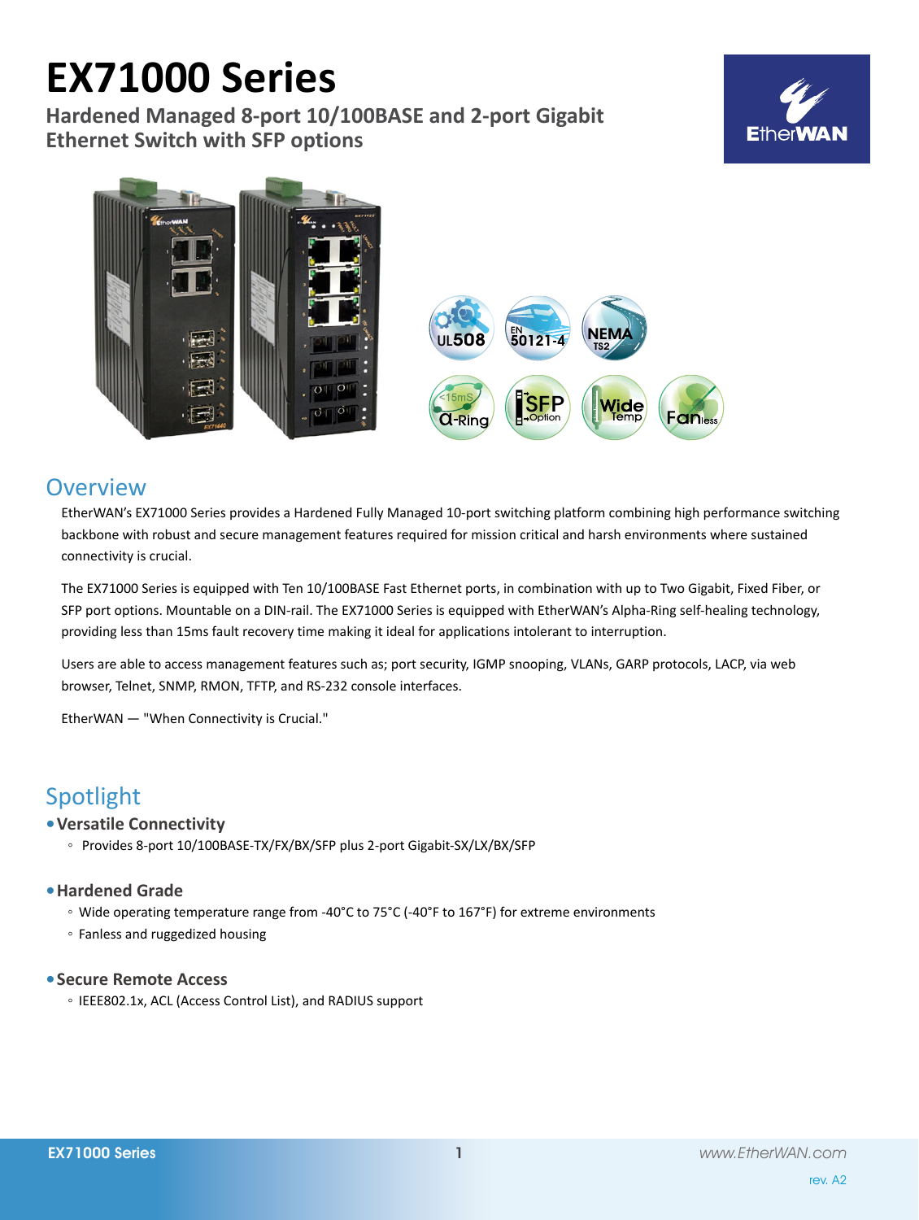# EX71000 Series

## Hardened Managed 8-port 10/100BASE and 2-port Gigabit Ethernet Switch with SFP options

## Overview

EtherWAN's EX71000 Series provides a Hardened Fully Managed 10-port switching platform combining high performance switching backbone with robust and secure management features required for mission critical and harsh environments where sustained connectivity is crucial.

The EX71000 Series is equipped with Ten 10/100BASE Fast Ethernet ports, in combination with up to Two Gigabit, Fixed Fiber, or SFP port options. Mountable on a DIN-rail. The EX71000 Series is equipped with EtherWAN's Alpha-Ring self-healing technology, providing less than 15ms fault recovery time making it ideal for applications intolerant to interruption.

Users are able to access management features such as; port security, IGMP snooping, VLANs, GARP protocols, LACP, via web browser, Telnet, SNMP, RMON, TFTP, and RS-232 console interfaces.

EtherWAN — "When Connectivity is Crucial."

## Spotlight

- **Versatile Connectivity**
  - Provides 8-port 10/100BASE-TX/FX/BX/SFP plus 2-port Gigabit-SX/LX/BX/SFP

- **Hardened Grade**
  - Wide operating temperature range from -40°C to 75°C (-40°F to 167°F) for extreme environments
  - Fanless and ruggedized housing

- **Secure Remote Access**
  - IEEE802.1x, ACL (Access Control List), and RADIUS support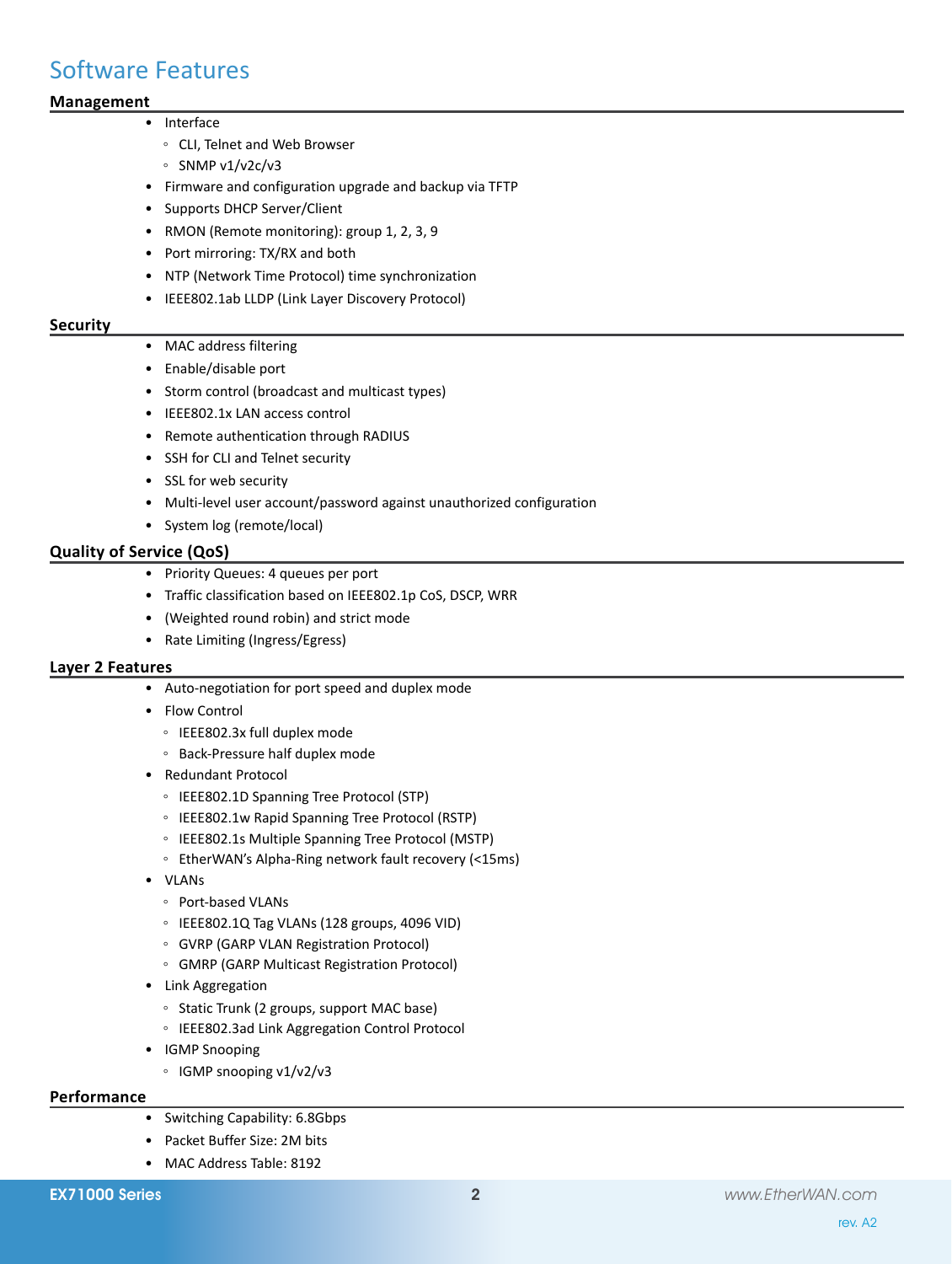# Software Features

## Management

- Interface
  - CLI, Telnet and Web Browser
  - SNMP v1/v2c/v3
- Firmware and configuration upgrade and backup via TFTP
- Supports DHCP Server/Client
- RMON (Remote monitoring): group 1, 2, 3, 9
- Port mirroring: TX/RX and both
- NTP (Network Time Protocol) time synchronization
- IEEE802.1ab LLDP (Link Layer Discovery Protocol)

## Security

- MAC address filtering
- Enable/disable port
- Storm control (broadcast and multicast types)
- IEEE802.1x LAN access control
- Remote authentication through RADIUS
- SSH for CLI and Telnet security
- SSL for web security
- Multi-level user account/password against unauthorized configuration
- System log (remote/local)

## Quality of Service (QoS)

- Priority Queues: 4 queues per port
- Traffic classification based on IEEE802.1p CoS, DSCP, WRR
- (Weighted round robin) and strict mode
- Rate Limiting (Ingress/Egress)

## Layer 2 Features

- Auto-negotiation for port speed and duplex mode
- Flow Control
  - IEEE802.3x full duplex mode
  - Back-Pressure half duplex mode
- Redundant Protocol
  - IEEE802.1D Spanning Tree Protocol (STP)
  - IEEE802.1w Rapid Spanning Tree Protocol (RSTP)
  - IEEE802.1s Multiple Spanning Tree Protocol (MSTP)
  - EtherWAN's Alpha-Ring network fault recovery (<15ms)
- VLANs
  - Port-based VLANs
  - IEEE802.1Q Tag VLANs (128 groups, 4096 VID)
  - GVRP (GARP VLAN Registration Protocol)
  - GMRP (GARP Multicast Registration Protocol)
- Link Aggregation
  - Static Trunk (2 groups, support MAC base)
  - IEEE802.3ad Link Aggregation Control Protocol
- IGMP Snooping
  - IGMP snooping v1/v2/v3

## Performance

- Switching Capability: 6.8Gbps
- Packet Buffer Size: 2M bits
- MAC Address Table: 8192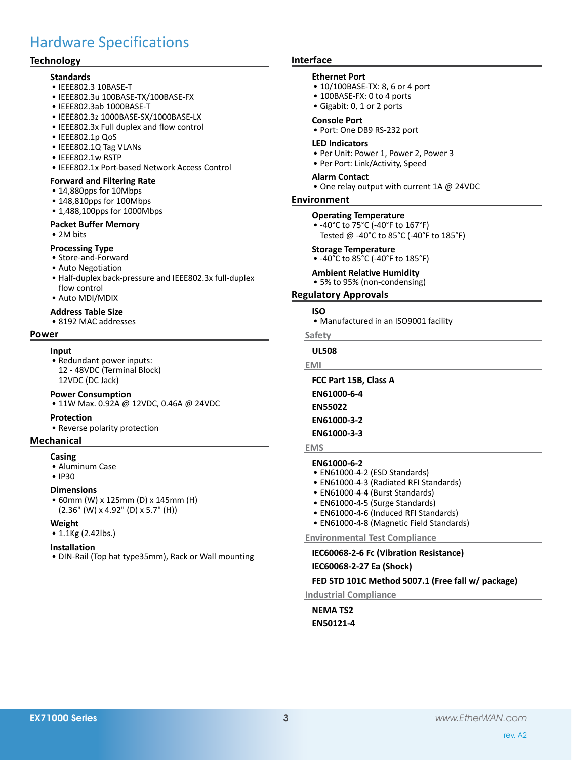# Hardware Specifications

## Technology

### Standards

- IEEE802.3 10BASE-T
- IEEE802.3u 100BASE-TX/100BASE-FX
- IEEE802.3ab 1000BASE-T
- IEEE802.3z 1000BASE-SX/1000BASE-LX
- IEEE802.3x Full duplex and flow control
- IEEE802.1p QoS
- IEEE802.1Q Tag VLANs
- IEEE802.1w RSTP
- IEEE802.1x Port-based Network Access Control

### Forward and Filtering Rate

- 14,880pps for 10Mbps
- 148,810pps for 100Mbps
- 1,488,100pps for 1000Mbps

### Packet Buffer Memory

- 2M bits

### Processing Type

- Store-and-Forward
- Auto Negotiation
- Half-duplex back-pressure and IEEE802.3x full-duplex flow control
- Auto MDI/MDIX

### Address Table Size

- 8192 MAC addresses

## Power

### Input

- Redundant power inputs:
  12 - 48VDC (Terminal Block)
  12VDC (DC Jack)

### Power Consumption

- 11W Max. 0.92A @ 12VDC, 0.46A @ 24VDC

### Protection

- Reverse polarity protection

## Mechanical

### Casing

- Aluminum Case
- IP30

### Dimensions

- 60mm (W) x 125mm (D) x 145mm (H)
  (2.36" (W) x 4.92" (D) x 5.7" (H))

### Weight

- 1.1Kg (2.42lbs.)

### Installation

- DIN-Rail (Top hat type35mm), Rack or Wall mounting

## Interface

### Ethernet Port

- 10/100BASE-TX: 8, 6 or 4 port
- 100BASE-FX: 0 to 4 ports
- Gigabit: 0, 1 or 2 ports

### Console Port

- Port: One DB9 RS-232 port

### LED Indicators

- Per Unit: Power 1, Power 2, Power 3
- Per Port: Link/Activity, Speed

### Alarm Contact

- One relay output with current 1A @ 24VDC

## Environment

### Operating Temperature

- -40°C to 75°C (-40°F to 167°F)
  Tested @ -40°C to 85°C (-40°F to 185°F)

### Storage Temperature

- -40°C to 85°C (-40°F to 185°F)

### Ambient Relative Humidity

- 5% to 95% (non-condensing)

## Regulatory Approvals

### ISO

- Manufactured in an ISO9001 facility

### Safety

**UL508**

### EMI

**FCC Part 15B, Class A**

**EN61000-6-4**

**EN55022**

**EN61000-3-2**

**EN61000-3-3**

### EMS

**EN61000-6-2**

- EN61000-4-2 (ESD Standards)
- EN61000-4-3 (Radiated RFI Standards)
- EN61000-4-4 (Burst Standards)
- EN61000-4-5 (Surge Standards)
- EN61000-4-6 (Induced RFI Standards)
- EN61000-4-8 (Magnetic Field Standards)

### Environmental Test Compliance

**IEC60068-2-6 Fc (Vibration Resistance)**

**IEC60068-2-27 Ea (Shock)**

**FED STD 101C Method 5007.1 (Free fall w/ package)**

### Industrial Compliance

**NEMA TS2**

**EN50121-4**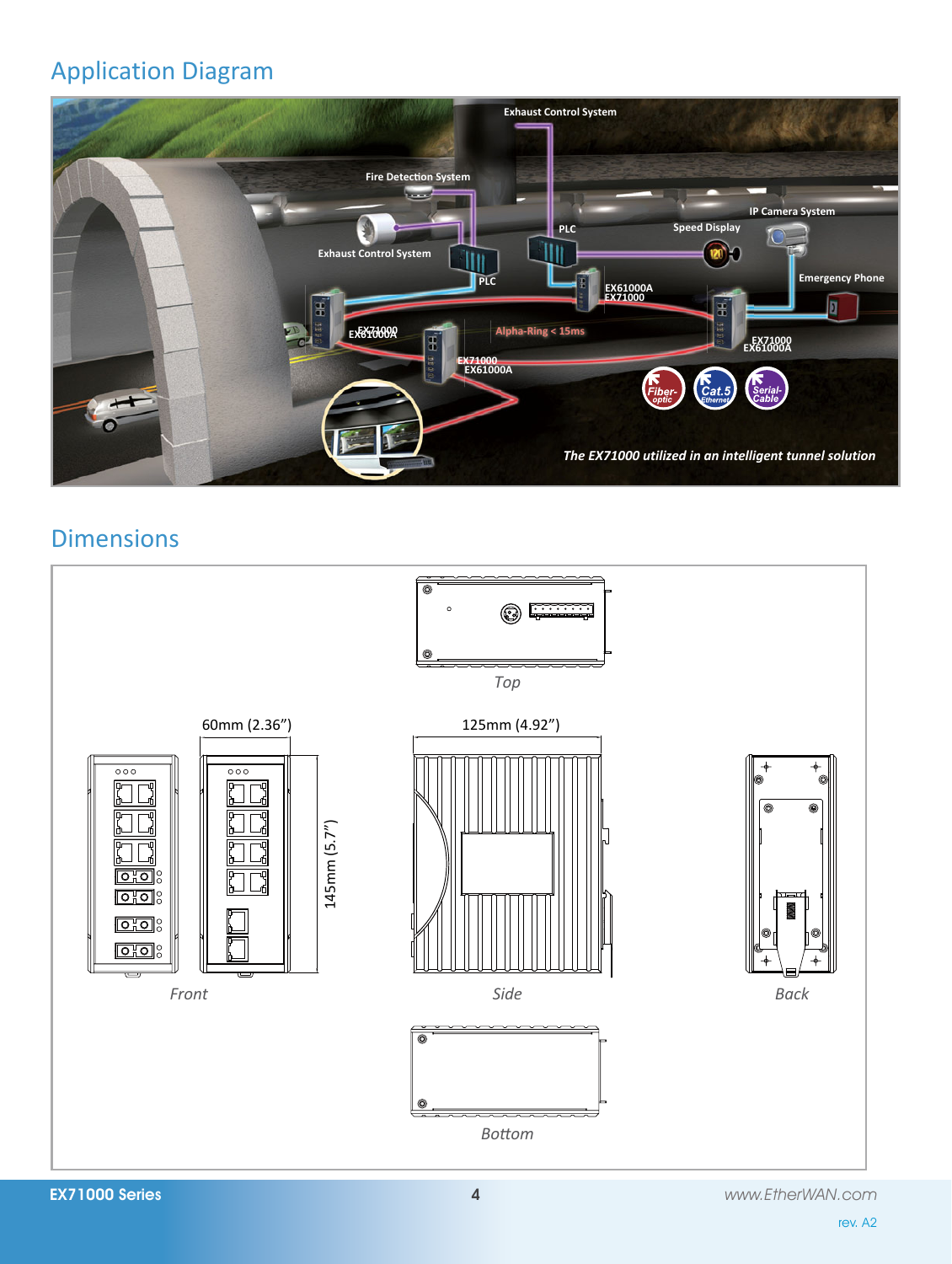## Application Diagram

Exhaust Control System

Fire Detection System

IP Camera System

PLC

Speed Display

Exhaust Control System

Emergency Phone

PLC

EX61000A
EX71000

EX71000
EX61000A

Alpha-Ring < 15ms

EX71000
EX61000A

EX71000
EX61000A

Fiber-optic

Cat.5 Ethernet

Serial-Cable

*The EX71000 utilized in an intelligent tunnel solution*

## Dimensions

*Top*

60mm (2.36")

125mm (4.92")

145mm (5.7")

*Front*

*Side*

*Back*

*Bottom*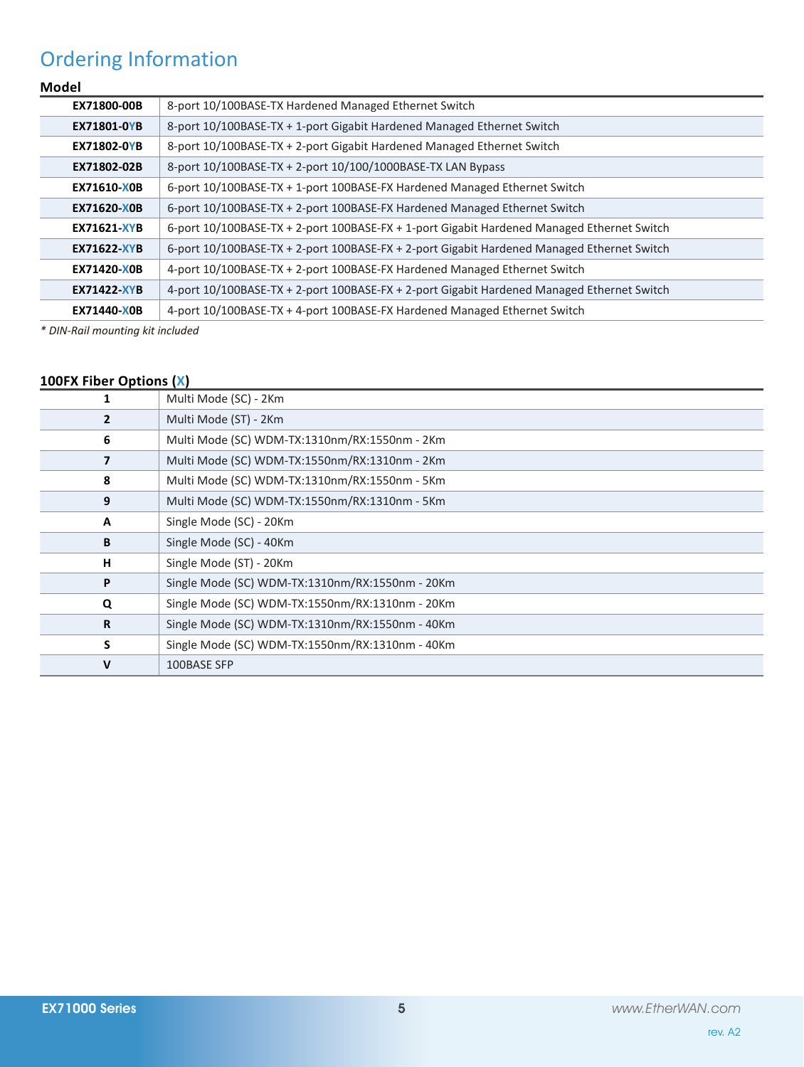# Ordering Information

### Model

| Model | Description |
|---|---|
| **EX71800-00B** | 8-port 10/100BASE-TX Hardened Managed Ethernet Switch |
| **EX71801-0YB** | 8-port 10/100BASE-TX + 1-port Gigabit Hardened Managed Ethernet Switch |
| **EX71802-0YB** | 8-port 10/100BASE-TX + 2-port Gigabit Hardened Managed Ethernet Switch |
| **EX71802-02B** | 8-port 10/100BASE-TX + 2-port 10/100/1000BASE-TX LAN Bypass |
| **EX71610-X0B** | 6-port 10/100BASE-TX + 1-port 100BASE-FX Hardened Managed Ethernet Switch |
| **EX71620-X0B** | 6-port 10/100BASE-TX + 2-port 100BASE-FX Hardened Managed Ethernet Switch |
| **EX71621-XYB** | 6-port 10/100BASE-TX + 2-port 100BASE-FX + 1-port Gigabit Hardened Managed Ethernet Switch |
| **EX71622-XYB** | 6-port 10/100BASE-TX + 2-port 100BASE-FX + 2-port Gigabit Hardened Managed Ethernet Switch |
| **EX71420-X0B** | 4-port 10/100BASE-TX + 2-port 100BASE-FX Hardened Managed Ethernet Switch |
| **EX71422-XYB** | 4-port 10/100BASE-TX + 2-port 100BASE-FX + 2-port Gigabit Hardened Managed Ethernet Switch |
| **EX71440-X0B** | 4-port 10/100BASE-TX + 4-port 100BASE-FX Hardened Managed Ethernet Switch |

*\* DIN-Rail mounting kit included*

### 100FX Fiber Options (X)

| Code | Description |
|---|---|
| **1** | Multi Mode (SC) - 2Km |
| **2** | Multi Mode (ST) - 2Km |
| **6** | Multi Mode (SC) WDM-TX:1310nm/RX:1550nm - 2Km |
| **7** | Multi Mode (SC) WDM-TX:1550nm/RX:1310nm - 2Km |
| **8** | Multi Mode (SC) WDM-TX:1310nm/RX:1550nm - 5Km |
| **9** | Multi Mode (SC) WDM-TX:1550nm/RX:1310nm - 5Km |
| **A** | Single Mode (SC) - 20Km |
| **B** | Single Mode (SC) - 40Km |
| **H** | Single Mode (ST) - 20Km |
| **P** | Single Mode (SC) WDM-TX:1310nm/RX:1550nm - 20Km |
| **Q** | Single Mode (SC) WDM-TX:1550nm/RX:1310nm - 20Km |
| **R** | Single Mode (SC) WDM-TX:1310nm/RX:1550nm - 40Km |
| **S** | Single Mode (SC) WDM-TX:1550nm/RX:1310nm - 40Km |
| **V** | 100BASE SFP |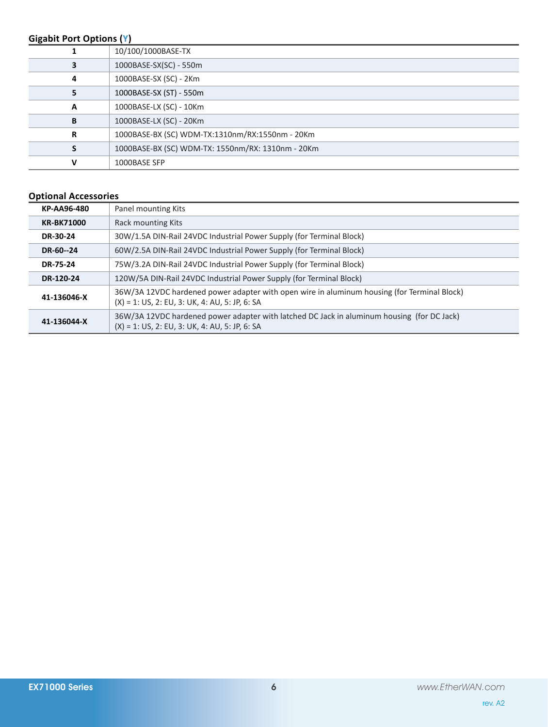### Gigabit Port Options (Y)

| | |
|---|---|
| **1** | 10/100/1000BASE-TX |
| **3** | 1000BASE-SX(SC) - 550m |
| **4** | 1000BASE-SX (SC) - 2Km |
| **5** | 1000BASE-SX (ST) - 550m |
| **A** | 1000BASE-LX (SC) - 10Km |
| **B** | 1000BASE-LX (SC) - 20Km |
| **R** | 1000BASE-BX (SC) WDM-TX:1310nm/RX:1550nm - 20Km |
| **S** | 1000BASE-BX (SC) WDM-TX: 1550nm/RX: 1310nm - 20Km |
| **V** | 1000BASE SFP |

### Optional Accessories

| | |
|---|---|
| **KP-AA96-480** | Panel mounting Kits |
| **KR-BK71000** | Rack mounting Kits |
| **DR-30-24** | 30W/1.5A DIN-Rail 24VDC Industrial Power Supply (for Terminal Block) |
| **DR-60--24** | 60W/2.5A DIN-Rail 24VDC Industrial Power Supply (for Terminal Block) |
| **DR-75-24** | 75W/3.2A DIN-Rail 24VDC Industrial Power Supply (for Terminal Block) |
| **DR-120-24** | 120W/5A DIN-Rail 24VDC Industrial Power Supply (for Terminal Block) |
| **41-136046-X** | 36W/3A 12VDC hardened power adapter with open wire in aluminum housing (for Terminal Block) (X) = 1: US, 2: EU, 3: UK, 4: AU, 5: JP, 6: SA |
| **41-136044-X** | 36W/3A 12VDC hardened power adapter with latched DC Jack in aluminum housing (for DC Jack) (X) = 1: US, 2: EU, 3: UK, 4: AU, 5: JP, 6: SA |